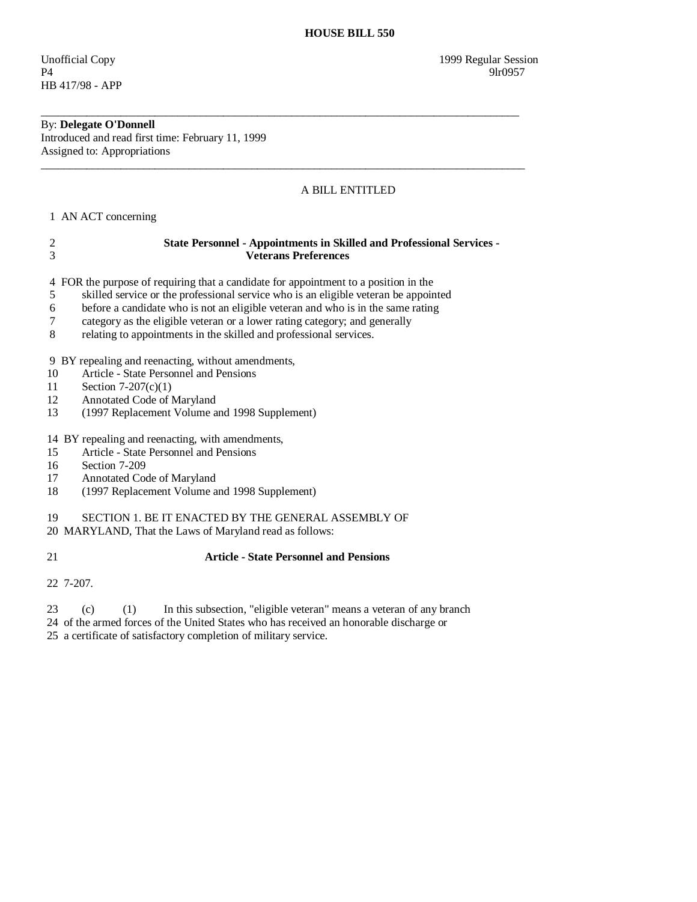# HOUSE BILL 550

Unofficial Copy
P4
HB 417/98 - APP

1999 Regular Session
9lr0957

---

By: **Delegate O'Donnell**
Introduced and read first time: February 11, 1999
Assigned to: Appropriations

---

A BILL ENTITLED

AN ACT concerning

**State Personnel - Appointments in Skilled and Professional Services - Veterans Preferences**

FOR the purpose of requiring that a candidate for appointment to a position in the skilled service or the professional service who is an eligible veteran be appointed before a candidate who is not an eligible veteran and who is in the same rating category as the eligible veteran or a lower rating category; and generally relating to appointments in the skilled and professional services.

BY repealing and reenacting, without amendments,
Article - State Personnel and Pensions
Section 7-207(c)(1)
Annotated Code of Maryland
(1997 Replacement Volume and 1998 Supplement)

BY repealing and reenacting, with amendments,
Article - State Personnel and Pensions
Section 7-209
Annotated Code of Maryland
(1997 Replacement Volume and 1998 Supplement)

SECTION 1. BE IT ENACTED BY THE GENERAL ASSEMBLY OF MARYLAND, That the Laws of Maryland read as follows:

**Article - State Personnel and Pensions**

7-207.

(c) (1) In this subsection, "eligible veteran" means a veteran of any branch of the armed forces of the United States who has received an honorable discharge or a certificate of satisfactory completion of military service.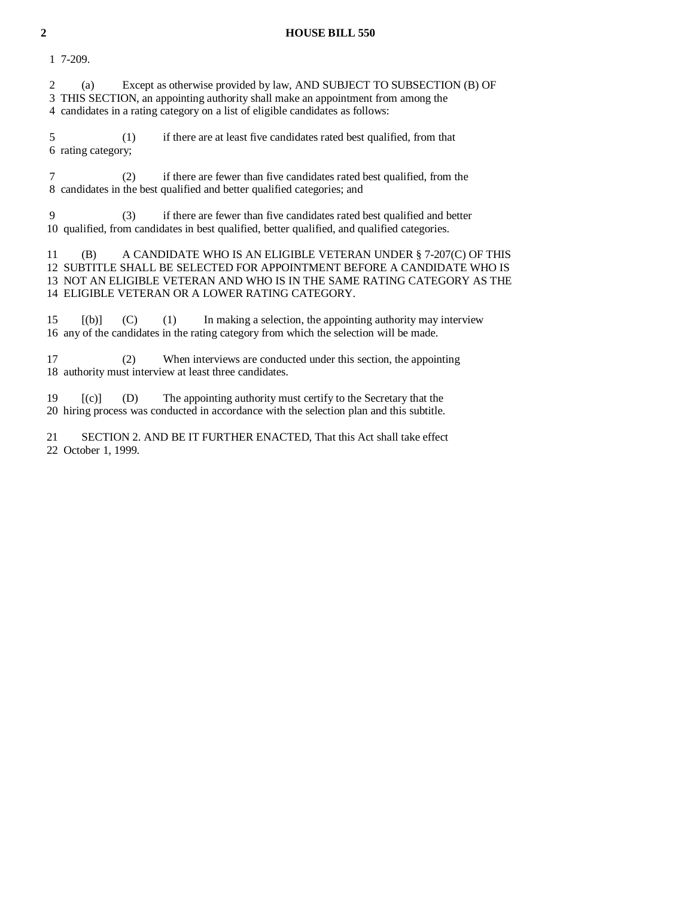7-209.

(a) Except as otherwise provided by law, AND SUBJECT TO SUBSECTION (B) OF THIS SECTION, an appointing authority shall make an appointment from among the candidates in a rating category on a list of eligible candidates as follows:

(1) if there are at least five candidates rated best qualified, from that rating category;

(2) if there are fewer than five candidates rated best qualified, from the candidates in the best qualified and better qualified categories; and

(3) if there are fewer than five candidates rated best qualified and better qualified, from candidates in best qualified, better qualified, and qualified categories.

(B) A CANDIDATE WHO IS AN ELIGIBLE VETERAN UNDER § 7-207(C) OF THIS SUBTITLE SHALL BE SELECTED FOR APPOINTMENT BEFORE A CANDIDATE WHO IS NOT AN ELIGIBLE VETERAN AND WHO IS IN THE SAME RATING CATEGORY AS THE ELIGIBLE VETERAN OR A LOWER RATING CATEGORY.

[(b)] (C) (1) In making a selection, the appointing authority may interview any of the candidates in the rating category from which the selection will be made.

(2) When interviews are conducted under this section, the appointing authority must interview at least three candidates.

[(c)] (D) The appointing authority must certify to the Secretary that the hiring process was conducted in accordance with the selection plan and this subtitle.

SECTION 2. AND BE IT FURTHER ENACTED, That this Act shall take effect October 1, 1999.